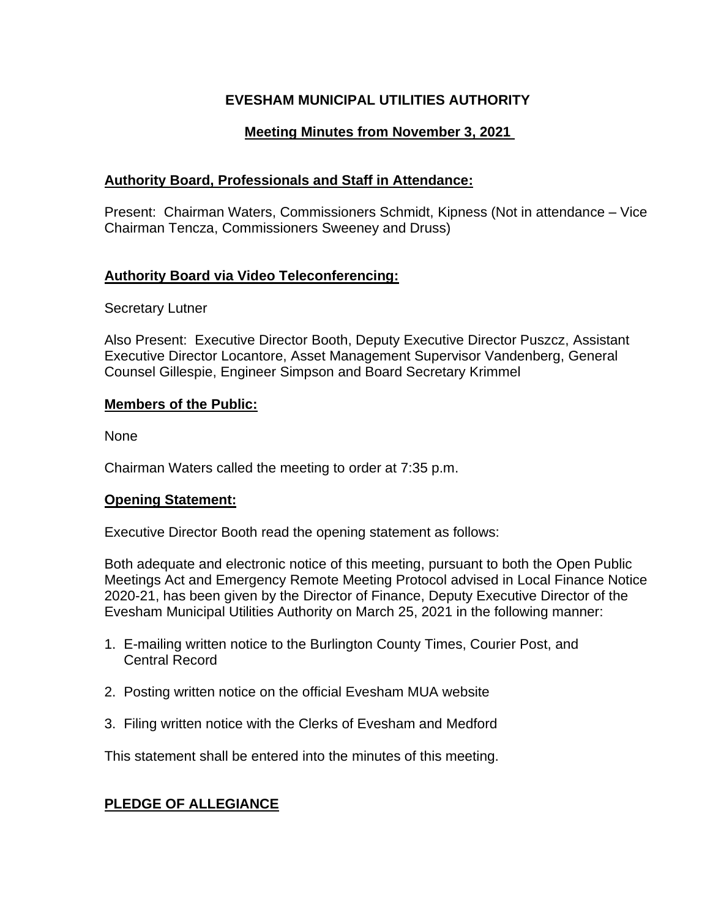# EVESHAM MUNICIPAL UTILITIES AUTHORITY

## Meeting Minutes from November 3, 2021

### Authority Board, Professionals and Staff in Attendance:

Present: Chairman Waters, Commissioners Schmidt, Kipness (Not in attendance – Vice Chairman Tencza, Commissioners Sweeney and Druss)

### Authority Board via Video Teleconferencing:

Secretary Lutner

Also Present: Executive Director Booth, Deputy Executive Director Puszcz, Assistant Executive Director Locantore, Asset Management Supervisor Vandenberg, General Counsel Gillespie, Engineer Simpson and Board Secretary Krimmel

### Members of the Public:

None

Chairman Waters called the meeting to order at 7:35 p.m.

### Opening Statement:

Executive Director Booth read the opening statement as follows:

Both adequate and electronic notice of this meeting, pursuant to both the Open Public Meetings Act and Emergency Remote Meeting Protocol advised in Local Finance Notice 2020-21, has been given by the Director of Finance, Deputy Executive Director of the Evesham Municipal Utilities Authority on March 25, 2021 in the following manner:

1. E-mailing written notice to the Burlington County Times, Courier Post, and Central Record
2. Posting written notice on the official Evesham MUA website
3. Filing written notice with the Clerks of Evesham and Medford

This statement shall be entered into the minutes of this meeting.

### PLEDGE OF ALLEGIANCE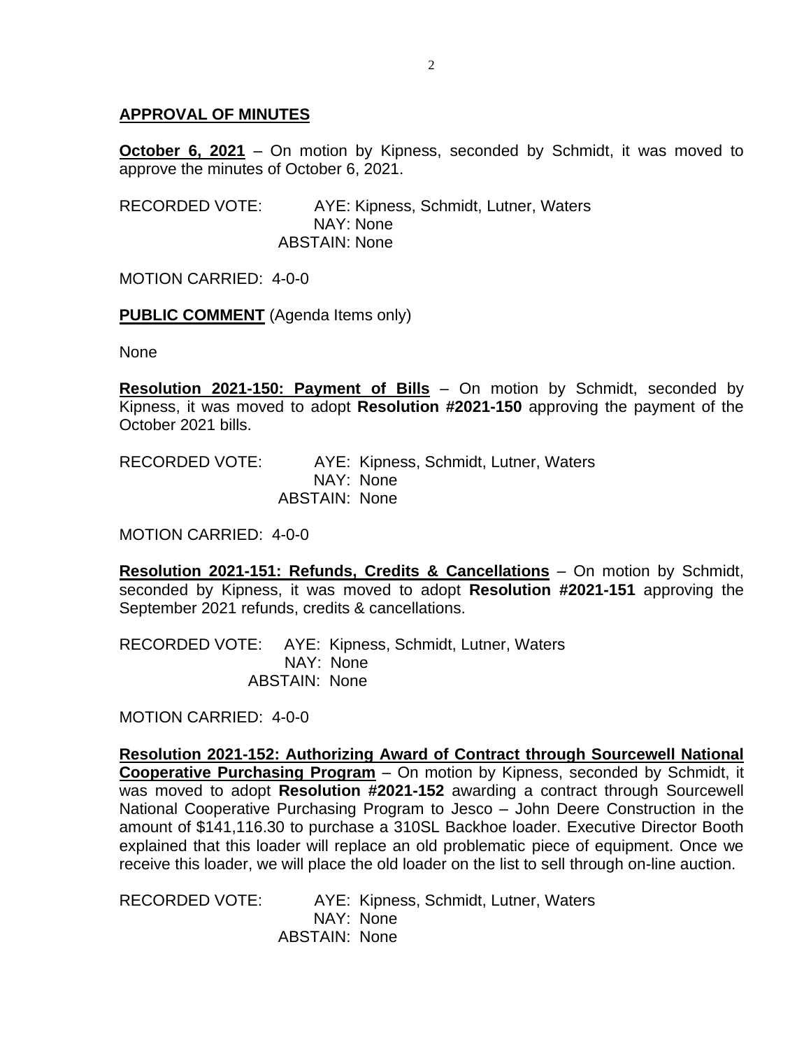## APPROVAL OF MINUTES

**October 6, 2021** – On motion by Kipness, seconded by Schmidt, it was moved to approve the minutes of October 6, 2021.

RECORDED VOTE: AYE: Kipness, Schmidt, Lutner, Waters
NAY: None
ABSTAIN: None

MOTION CARRIED: 4-0-0

**PUBLIC COMMENT** (Agenda Items only)

None

**Resolution 2021-150: Payment of Bills** – On motion by Schmidt, seconded by Kipness, it was moved to adopt **Resolution #2021-150** approving the payment of the October 2021 bills.

RECORDED VOTE: AYE: Kipness, Schmidt, Lutner, Waters
NAY: None
ABSTAIN: None

MOTION CARRIED: 4-0-0

**Resolution 2021-151: Refunds, Credits & Cancellations** – On motion by Schmidt, seconded by Kipness, it was moved to adopt **Resolution #2021-151** approving the September 2021 refunds, credits & cancellations.

RECORDED VOTE: AYE: Kipness, Schmidt, Lutner, Waters
NAY: None
ABSTAIN: None

MOTION CARRIED: 4-0-0

**Resolution 2021-152: Authorizing Award of Contract through Sourcewell National Cooperative Purchasing Program** – On motion by Kipness, seconded by Schmidt, it was moved to adopt **Resolution #2021-152** awarding a contract through Sourcewell National Cooperative Purchasing Program to Jesco – John Deere Construction in the amount of $141,116.30 to purchase a 310SL Backhoe loader. Executive Director Booth explained that this loader will replace an old problematic piece of equipment. Once we receive this loader, we will place the old loader on the list to sell through on-line auction.

RECORDED VOTE: AYE: Kipness, Schmidt, Lutner, Waters
NAY: None
ABSTAIN: None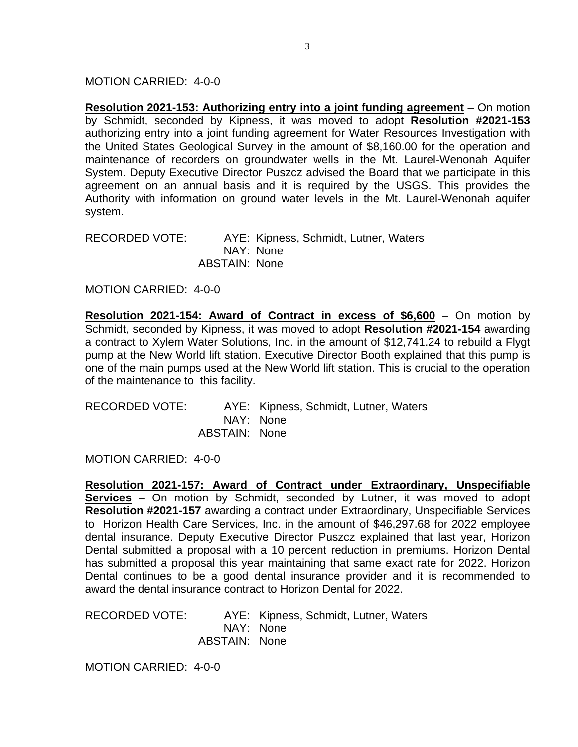MOTION CARRIED: 4-0-0

**Resolution 2021-153: Authorizing entry into a joint funding agreement** – On motion by Schmidt, seconded by Kipness, it was moved to adopt **Resolution #2021-153** authorizing entry into a joint funding agreement for Water Resources Investigation with the United States Geological Survey in the amount of $8,160.00 for the operation and maintenance of recorders on groundwater wells in the Mt. Laurel-Wenonah Aquifer System. Deputy Executive Director Puszcz advised the Board that we participate in this agreement on an annual basis and it is required by the USGS. This provides the Authority with information on ground water levels in the Mt. Laurel-Wenonah aquifer system.

RECORDED VOTE: AYE: Kipness, Schmidt, Lutner, Waters
NAY: None
ABSTAIN: None

MOTION CARRIED: 4-0-0

**Resolution 2021-154: Award of Contract in excess of $6,600** – On motion by Schmidt, seconded by Kipness, it was moved to adopt **Resolution #2021-154** awarding a contract to Xylem Water Solutions, Inc. in the amount of $12,741.24 to rebuild a Flygt pump at the New World lift station. Executive Director Booth explained that this pump is one of the main pumps used at the New World lift station. This is crucial to the operation of the maintenance to this facility.

RECORDED VOTE: AYE: Kipness, Schmidt, Lutner, Waters
NAY: None
ABSTAIN: None

MOTION CARRIED: 4-0-0

**Resolution 2021-157: Award of Contract under Extraordinary, Unspecifiable Services** – On motion by Schmidt, seconded by Lutner, it was moved to adopt **Resolution #2021-157** awarding a contract under Extraordinary, Unspecifiable Services to Horizon Health Care Services, Inc. in the amount of $46,297.68 for 2022 employee dental insurance. Deputy Executive Director Puszcz explained that last year, Horizon Dental submitted a proposal with a 10 percent reduction in premiums. Horizon Dental has submitted a proposal this year maintaining that same exact rate for 2022. Horizon Dental continues to be a good dental insurance provider and it is recommended to award the dental insurance contract to Horizon Dental for 2022.

RECORDED VOTE: AYE: Kipness, Schmidt, Lutner, Waters
NAY: None
ABSTAIN: None

MOTION CARRIED: 4-0-0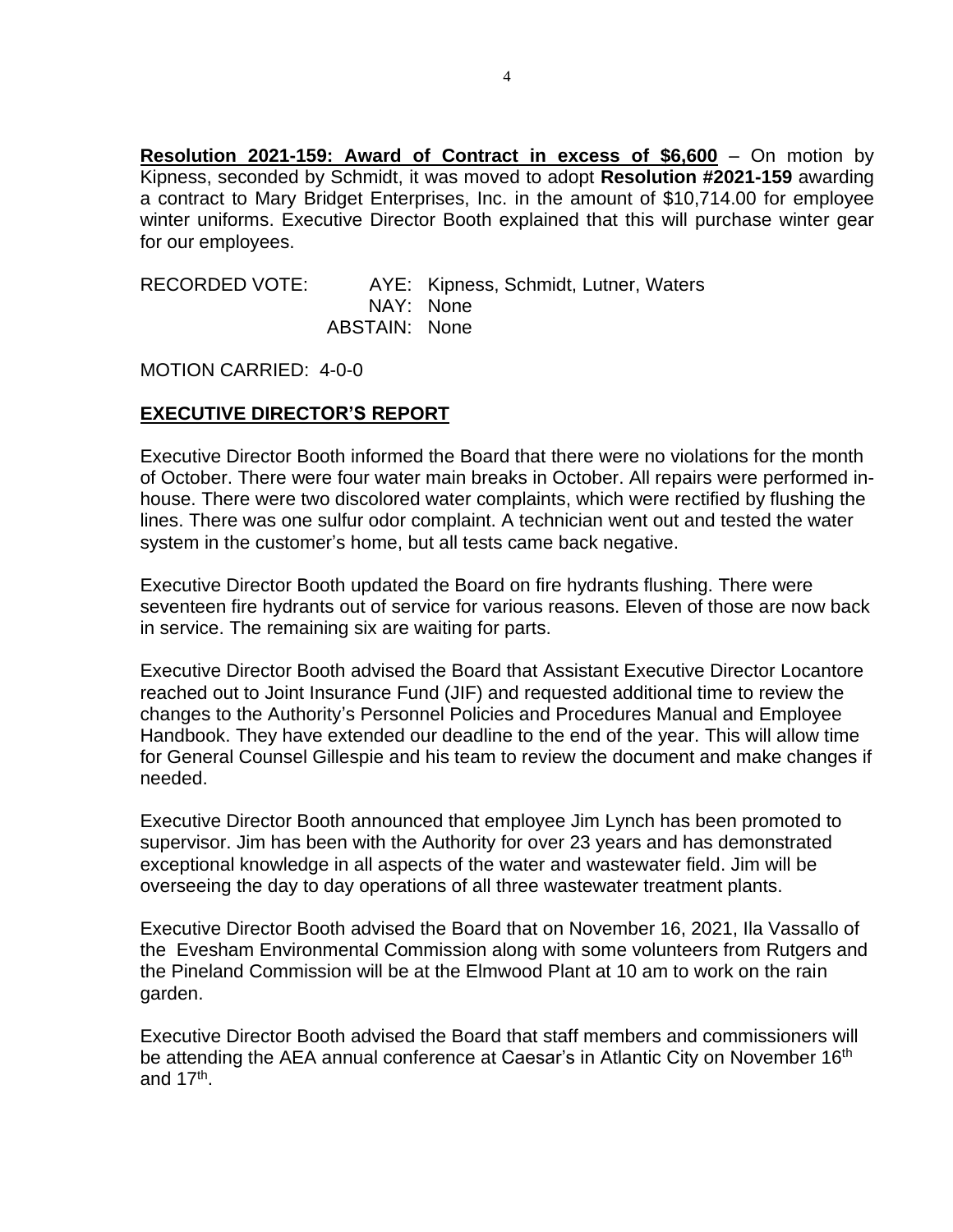**<u>Resolution 2021-159: Award of Contract in excess of $6,600</u>** – On motion by Kipness, seconded by Schmidt, it was moved to adopt **Resolution #2021-159** awarding a contract to Mary Bridget Enterprises, Inc. in the amount of $10,714.00 for employee winter uniforms. Executive Director Booth explained that this will purchase winter gear for our employees.

RECORDED VOTE: AYE: Kipness, Schmidt, Lutner, Waters
NAY: None
ABSTAIN: None

MOTION CARRIED: 4-0-0

## <u>EXECUTIVE DIRECTOR'S REPORT</u>

Executive Director Booth informed the Board that there were no violations for the month of October. There were four water main breaks in October. All repairs were performed in-house. There were two discolored water complaints, which were rectified by flushing the lines. There was one sulfur odor complaint. A technician went out and tested the water system in the customer's home, but all tests came back negative.

Executive Director Booth updated the Board on fire hydrants flushing. There were seventeen fire hydrants out of service for various reasons. Eleven of those are now back in service. The remaining six are waiting for parts.

Executive Director Booth advised the Board that Assistant Executive Director Locantore reached out to Joint Insurance Fund (JIF) and requested additional time to review the changes to the Authority's Personnel Policies and Procedures Manual and Employee Handbook. They have extended our deadline to the end of the year. This will allow time for General Counsel Gillespie and his team to review the document and make changes if needed.

Executive Director Booth announced that employee Jim Lynch has been promoted to supervisor. Jim has been with the Authority for over 23 years and has demonstrated exceptional knowledge in all aspects of the water and wastewater field. Jim will be overseeing the day to day operations of all three wastewater treatment plants.

Executive Director Booth advised the Board that on November 16, 2021, Ila Vassallo of the Evesham Environmental Commission along with some volunteers from Rutgers and the Pineland Commission will be at the Elmwood Plant at 10 am to work on the rain garden.

Executive Director Booth advised the Board that staff members and commissioners will be attending the AEA annual conference at Caesar's in Atlantic City on November 16th and 17th.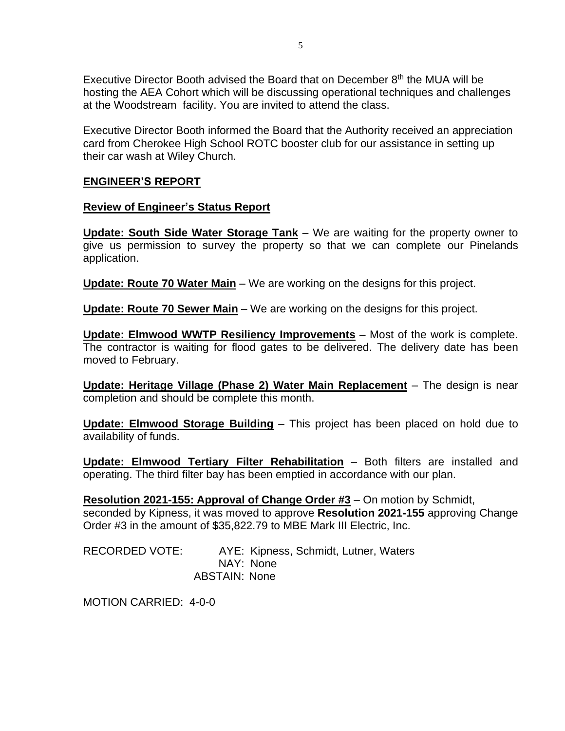Executive Director Booth advised the Board that on December 8th the MUA will be hosting the AEA Cohort which will be discussing operational techniques and challenges at the Woodstream facility. You are invited to attend the class.

Executive Director Booth informed the Board that the Authority received an appreciation card from Cherokee High School ROTC booster club for our assistance in setting up their car wash at Wiley Church.

## ENGINEER'S REPORT

### Review of Engineer's Status Report

**Update: South Side Water Storage Tank** – We are waiting for the property owner to give us permission to survey the property so that we can complete our Pinelands application.

**Update: Route 70 Water Main** – We are working on the designs for this project.

**Update: Route 70 Sewer Main** – We are working on the designs for this project.

**Update: Elmwood WWTP Resiliency Improvements** – Most of the work is complete. The contractor is waiting for flood gates to be delivered. The delivery date has been moved to February.

**Update: Heritage Village (Phase 2) Water Main Replacement** – The design is near completion and should be complete this month.

**Update: Elmwood Storage Building** – This project has been placed on hold due to availability of funds.

**Update: Elmwood Tertiary Filter Rehabilitation** – Both filters are installed and operating. The third filter bay has been emptied in accordance with our plan.

**Resolution 2021-155: Approval of Change Order #3** – On motion by Schmidt, seconded by Kipness, it was moved to approve **Resolution 2021-155** approving Change Order #3 in the amount of $35,822.79 to MBE Mark III Electric, Inc.

RECORDED VOTE: AYE: Kipness, Schmidt, Lutner, Waters
NAY: None
ABSTAIN: None

MOTION CARRIED: 4-0-0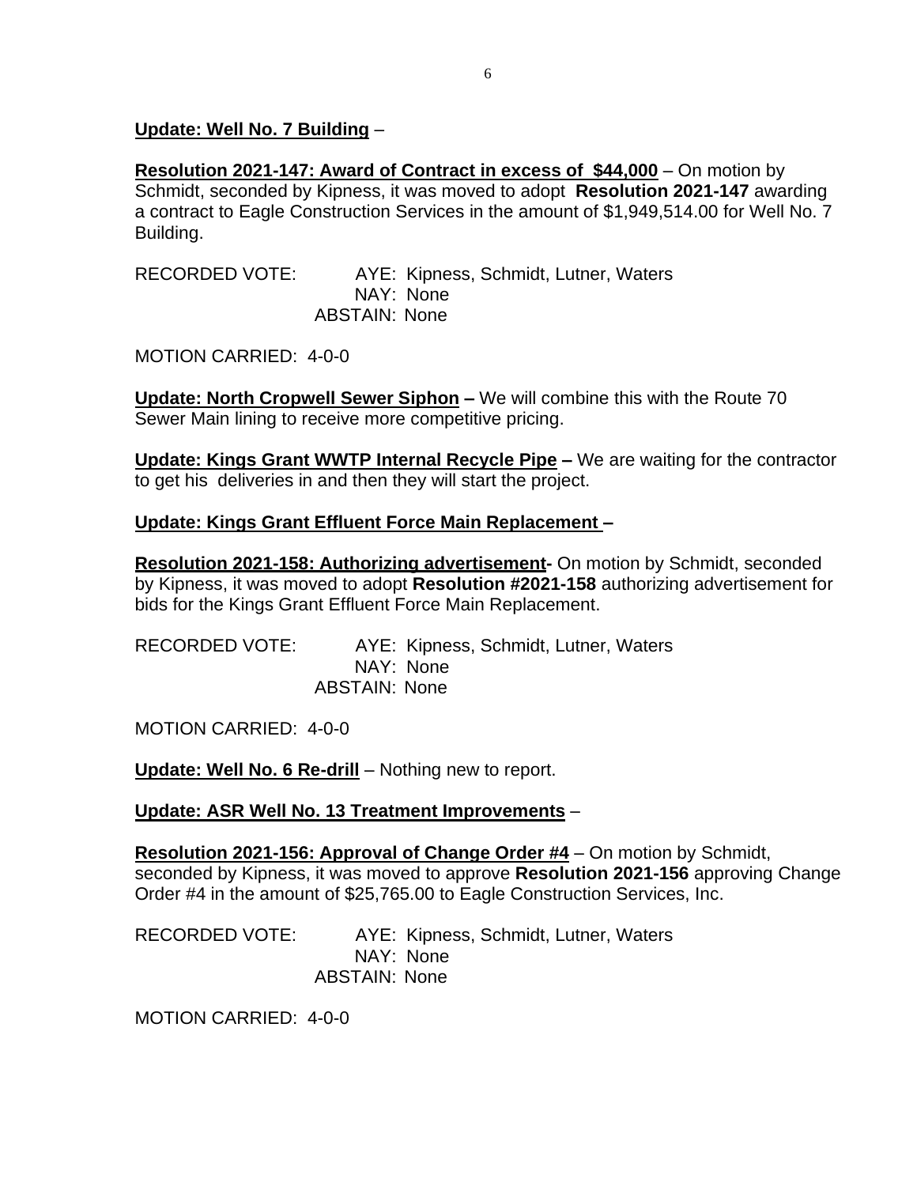**<u>Update: Well No. 7 Building</u>** –

**<u>Resolution 2021-147: Award of Contract in excess of $44,000</u>** – On motion by Schmidt, seconded by Kipness, it was moved to adopt **Resolution 2021-147** awarding a contract to Eagle Construction Services in the amount of $1,949,514.00 for Well No. 7 Building.

RECORDED VOTE: AYE: Kipness, Schmidt, Lutner, Waters
NAY: None
ABSTAIN: None

MOTION CARRIED: 4-0-0

**<u>Update: North Cropwell Sewer Siphon</u> –** We will combine this with the Route 70 Sewer Main lining to receive more competitive pricing.

**<u>Update: Kings Grant WWTP Internal Recycle Pipe</u> –** We are waiting for the contractor to get his deliveries in and then they will start the project.

**<u>Update: Kings Grant Effluent Force Main Replacement</u> –**

**<u>Resolution 2021-158: Authorizing advertisement</u>-** On motion by Schmidt, seconded by Kipness, it was moved to adopt **Resolution #2021-158** authorizing advertisement for bids for the Kings Grant Effluent Force Main Replacement.

RECORDED VOTE: AYE: Kipness, Schmidt, Lutner, Waters
NAY: None
ABSTAIN: None

MOTION CARRIED: 4-0-0

**<u>Update: Well No. 6 Re-drill</u>** – Nothing new to report.

**<u>Update: ASR Well No. 13 Treatment Improvements</u>** –

**<u>Resolution 2021-156: Approval of Change Order #4</u>** – On motion by Schmidt, seconded by Kipness, it was moved to approve **Resolution 2021-156** approving Change Order #4 in the amount of $25,765.00 to Eagle Construction Services, Inc.

RECORDED VOTE: AYE: Kipness, Schmidt, Lutner, Waters
NAY: None
ABSTAIN: None

MOTION CARRIED: 4-0-0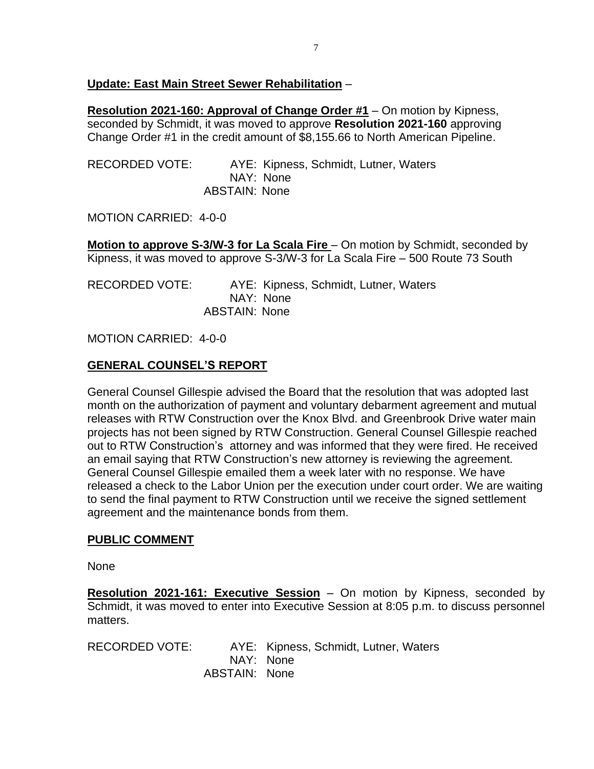**Update: East Main Street Sewer Rehabilitation** –

**Resolution 2021-160: Approval of Change Order #1** – On motion by Kipness, seconded by Schmidt, it was moved to approve **Resolution 2021-160** approving Change Order #1 in the credit amount of $8,155.66 to North American Pipeline.

RECORDED VOTE: AYE: Kipness, Schmidt, Lutner, Waters
NAY: None
ABSTAIN: None

MOTION CARRIED: 4-0-0

**Motion to approve S-3/W-3 for La Scala Fire** – On motion by Schmidt, seconded by Kipness, it was moved to approve S-3/W-3 for La Scala Fire – 500 Route 73 South

RECORDED VOTE: AYE: Kipness, Schmidt, Lutner, Waters
NAY: None
ABSTAIN: None

MOTION CARRIED: 4-0-0

## GENERAL COUNSEL'S REPORT

General Counsel Gillespie advised the Board that the resolution that was adopted last month on the authorization of payment and voluntary debarment agreement and mutual releases with RTW Construction over the Knox Blvd. and Greenbrook Drive water main projects has not been signed by RTW Construction. General Counsel Gillespie reached out to RTW Construction's attorney and was informed that they were fired. He received an email saying that RTW Construction's new attorney is reviewing the agreement. General Counsel Gillespie emailed them a week later with no response. We have released a check to the Labor Union per the execution under court order. We are waiting to send the final payment to RTW Construction until we receive the signed settlement agreement and the maintenance bonds from them.

## PUBLIC COMMENT

None

**Resolution 2021-161: Executive Session** – On motion by Kipness, seconded by Schmidt, it was moved to enter into Executive Session at 8:05 p.m. to discuss personnel matters.

RECORDED VOTE: AYE: Kipness, Schmidt, Lutner, Waters
NAY: None
ABSTAIN: None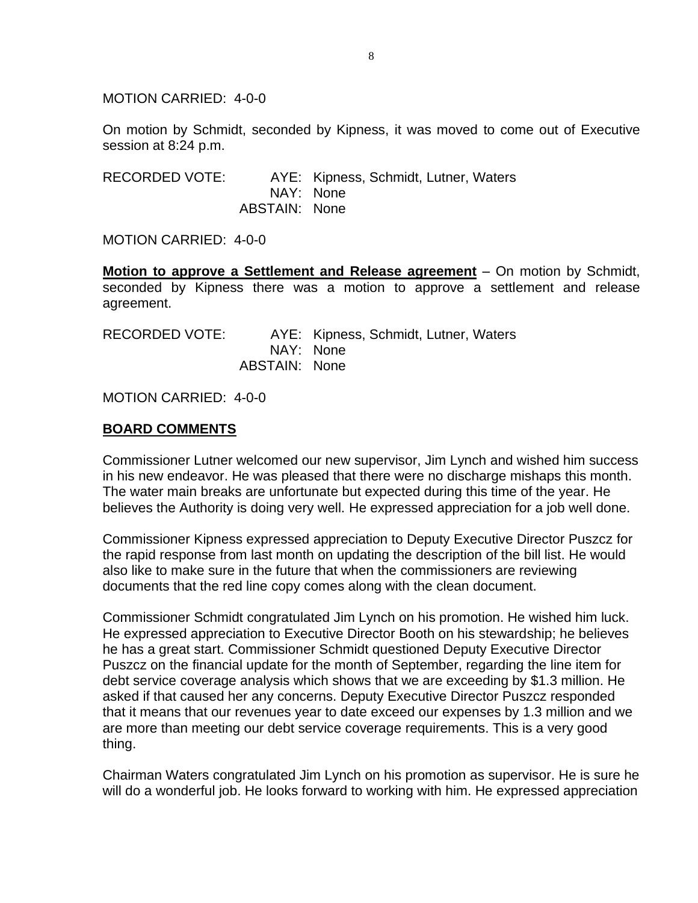MOTION CARRIED: 4-0-0

On motion by Schmidt, seconded by Kipness, it was moved to come out of Executive session at 8:24 p.m.

RECORDED VOTE: AYE: Kipness, Schmidt, Lutner, Waters
NAY: None
ABSTAIN: None

MOTION CARRIED: 4-0-0

**Motion to approve a Settlement and Release agreement** – On motion by Schmidt, seconded by Kipness there was a motion to approve a settlement and release agreement.

RECORDED VOTE: AYE: Kipness, Schmidt, Lutner, Waters
NAY: None
ABSTAIN: None

MOTION CARRIED: 4-0-0

**BOARD COMMENTS**

Commissioner Lutner welcomed our new supervisor, Jim Lynch and wished him success in his new endeavor. He was pleased that there were no discharge mishaps this month. The water main breaks are unfortunate but expected during this time of the year. He believes the Authority is doing very well. He expressed appreciation for a job well done.

Commissioner Kipness expressed appreciation to Deputy Executive Director Puszcz for the rapid response from last month on updating the description of the bill list. He would also like to make sure in the future that when the commissioners are reviewing documents that the red line copy comes along with the clean document.

Commissioner Schmidt congratulated Jim Lynch on his promotion. He wished him luck. He expressed appreciation to Executive Director Booth on his stewardship; he believes he has a great start. Commissioner Schmidt questioned Deputy Executive Director Puszcz on the financial update for the month of September, regarding the line item for debt service coverage analysis which shows that we are exceeding by $1.3 million. He asked if that caused her any concerns. Deputy Executive Director Puszcz responded that it means that our revenues year to date exceed our expenses by 1.3 million and we are more than meeting our debt service coverage requirements. This is a very good thing.

Chairman Waters congratulated Jim Lynch on his promotion as supervisor. He is sure he will do a wonderful job. He looks forward to working with him. He expressed appreciation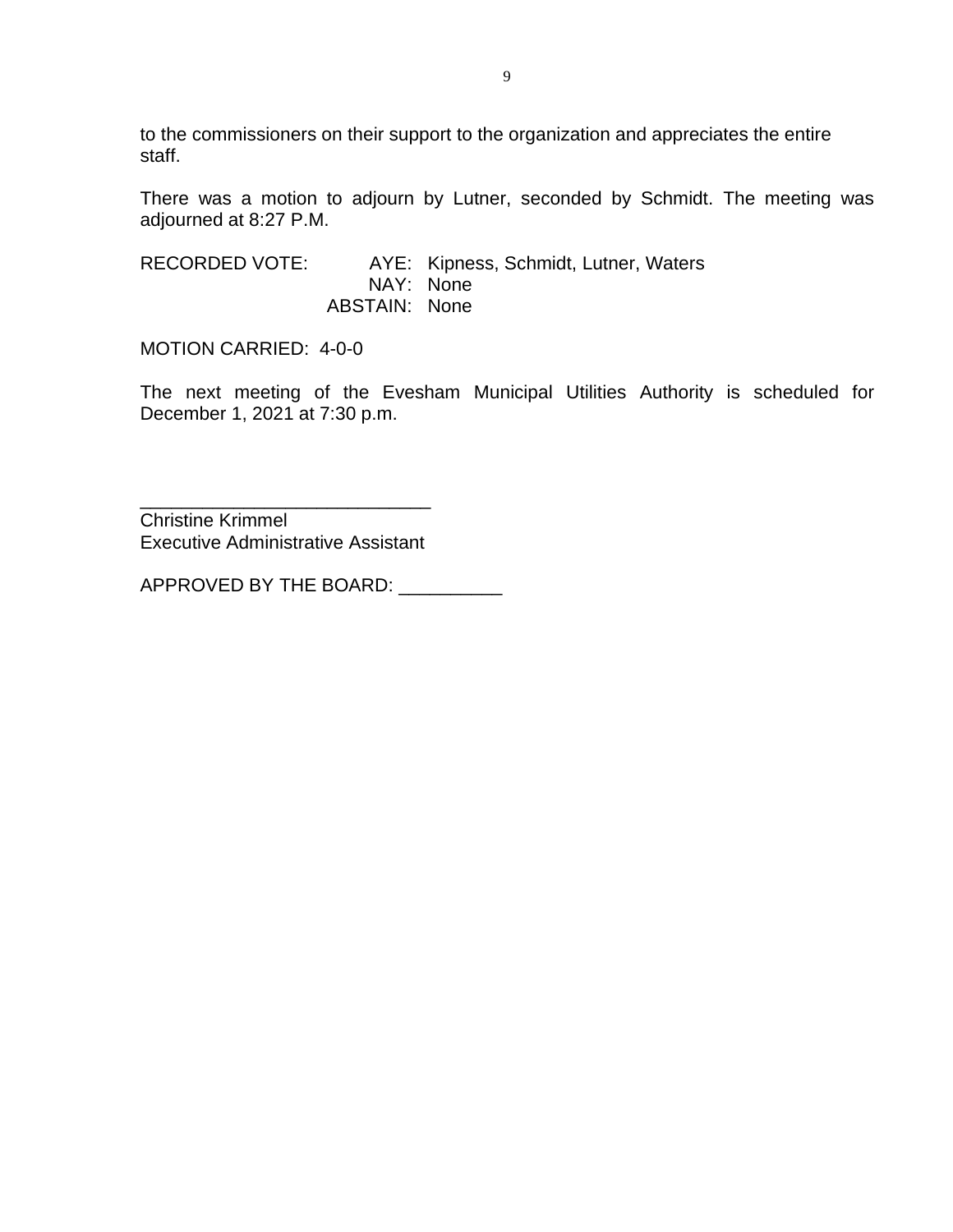to the commissioners on their support to the organization and appreciates the entire staff.

There was a motion to adjourn by Lutner, seconded by Schmidt. The meeting was adjourned at 8:27 P.M.

| | | |
|---|---|---|
| RECORDED VOTE: | AYE: | Kipness, Schmidt, Lutner, Waters |
| | NAY: | None |
| | ABSTAIN: | None |

MOTION CARRIED: 4-0-0

The next meeting of the Evesham Municipal Utilities Authority is scheduled for December 1, 2021 at 7:30 p.m.

\_\_\_\_\_\_\_\_\_\_\_\_\_\_\_\_\_\_\_\_\_\_\_\_\_\_\_\_
Christine Krimmel
Executive Administrative Assistant

APPROVED BY THE BOARD: \_\_\_\_\_\_\_\_\_\_